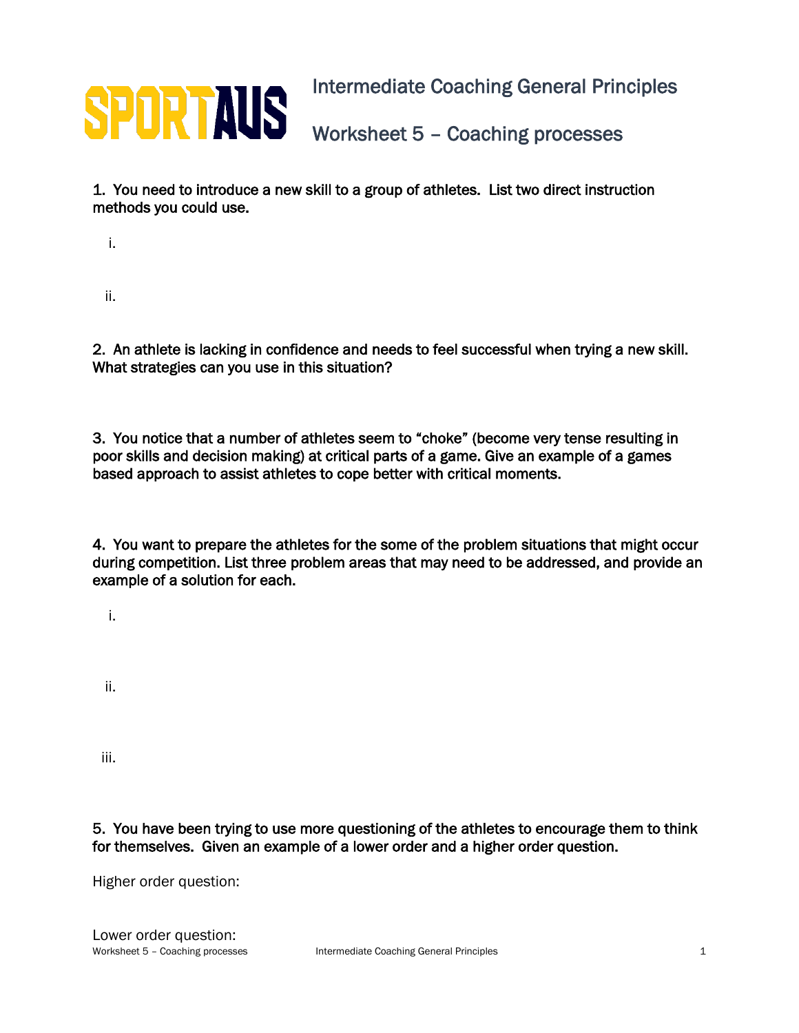SPORTAUS

# Intermediate Coaching General Principles

## Worksheet 5 – Coaching processes

**1. You need to introduce a new skill to a group of athletes. List two direct instruction methods you could use.**

i.

ii.

**2. An athlete is lacking in confidence and needs to feel successful when trying a new skill. What strategies can you use in this situation?**

**3. You notice that a number of athletes seem to "choke" (become very tense resulting in poor skills and decision making) at critical parts of a game. Give an example of a games based approach to assist athletes to cope better with critical moments.**

**4. You want to prepare the athletes for the some of the problem situations that might occur during competition. List three problem areas that may need to be addressed, and provide an example of a solution for each.**

i.

ii.

iii.

**5. You have been trying to use more questioning of the athletes to encourage them to think for themselves. Given an example of a lower order and a higher order question.**

Higher order question:

Lower order question: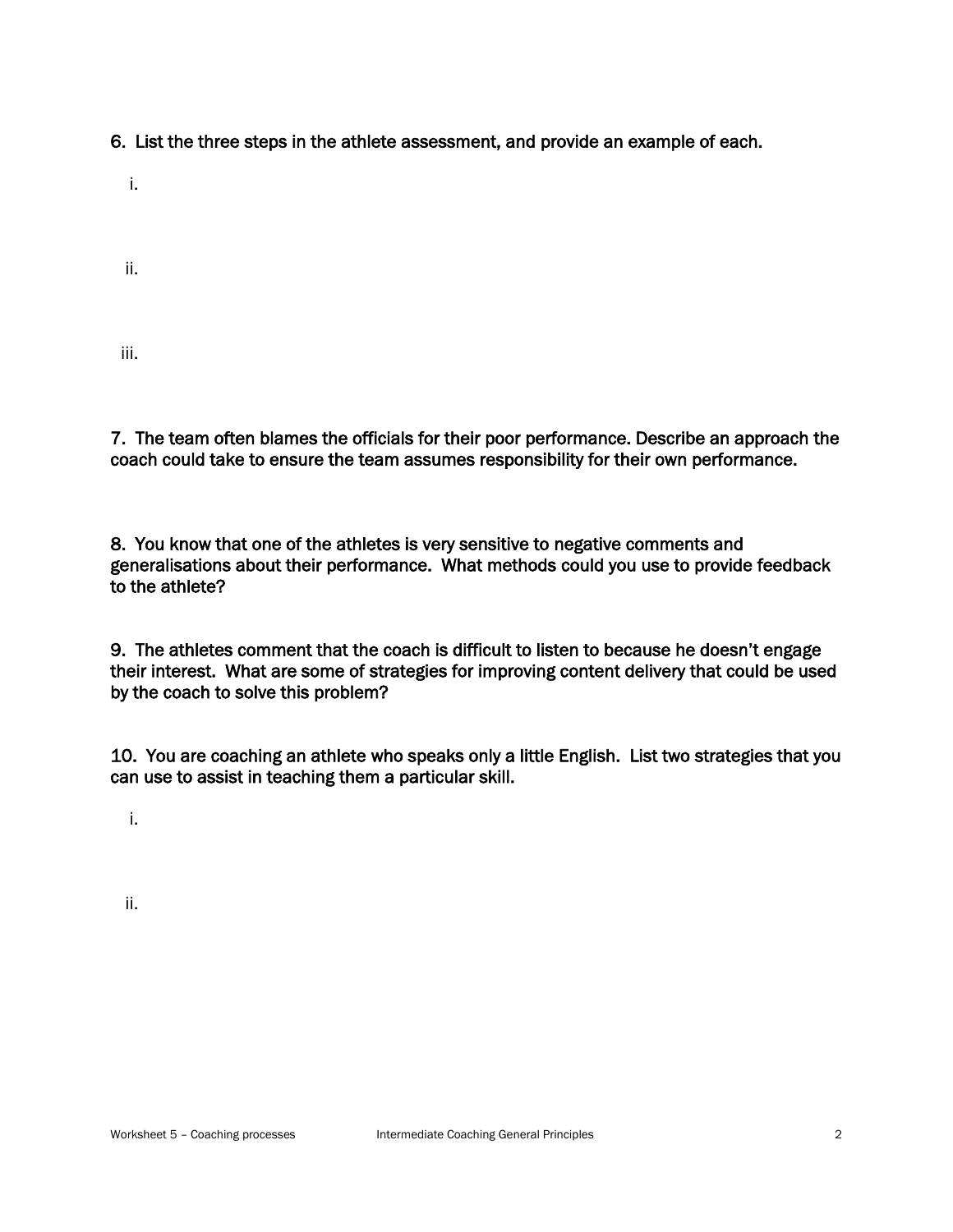6. List the three steps in the athlete assessment, and provide an example of each.

i.

ii.

iii.

7. The team often blames the officials for their poor performance. Describe an approach the coach could take to ensure the team assumes responsibility for their own performance.

8. You know that one of the athletes is very sensitive to negative comments and generalisations about their performance. What methods could you use to provide feedback to the athlete?

9. The athletes comment that the coach is difficult to listen to because he doesn't engage their interest. What are some of strategies for improving content delivery that could be used by the coach to solve this problem?

10. You are coaching an athlete who speaks only a little English. List two strategies that you can use to assist in teaching them a particular skill.

i.

ii.